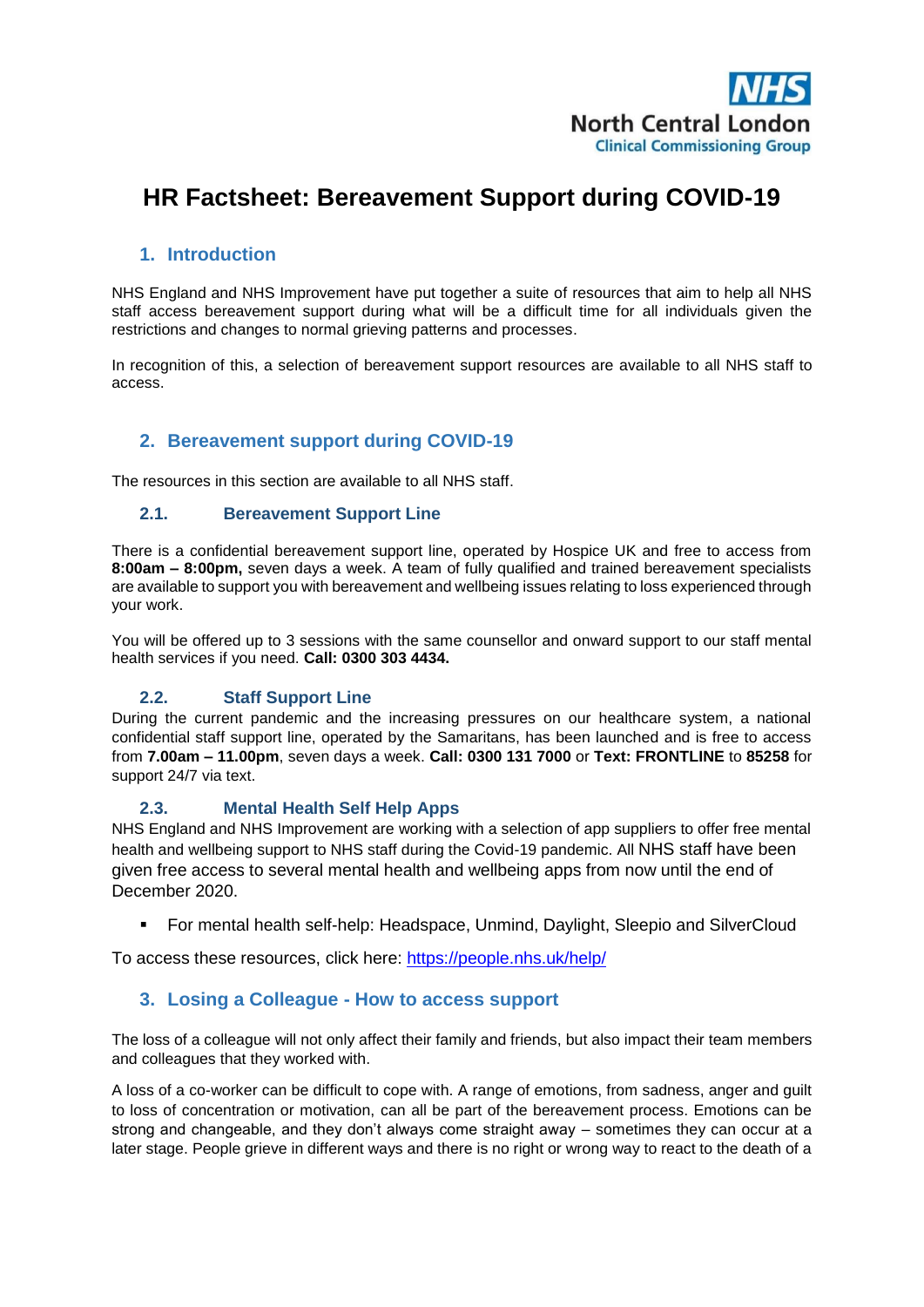NHS
North Central London
Clinical Commissioning Group

# HR Factsheet: Bereavement Support during COVID-19

## 1. Introduction

NHS England and NHS Improvement have put together a suite of resources that aim to help all NHS staff access bereavement support during what will be a difficult time for all individuals given the restrictions and changes to normal grieving patterns and processes.

In recognition of this, a selection of bereavement support resources are available to all NHS staff to access.

## 2. Bereavement support during COVID-19

The resources in this section are available to all NHS staff.

### 2.1. Bereavement Support Line

There is a confidential bereavement support line, operated by Hospice UK and free to access from **8:00am – 8:00pm,** seven days a week. A team of fully qualified and trained bereavement specialists are available to support you with bereavement and wellbeing issues relating to loss experienced through your work.

You will be offered up to 3 sessions with the same counsellor and onward support to our staff mental health services if you need. **Call: 0300 303 4434.**

### 2.2. Staff Support Line

During the current pandemic and the increasing pressures on our healthcare system, a national confidential staff support line, operated by the Samaritans, has been launched and is free to access from **7.00am – 11.00pm**, seven days a week. **Call: 0300 131 7000** or **Text: FRONTLINE** to **85258** for support 24/7 via text.

### 2.3. Mental Health Self Help Apps

NHS England and NHS Improvement are working with a selection of app suppliers to offer free mental health and wellbeing support to NHS staff during the Covid-19 pandemic. All NHS staff have been given free access to several mental health and wellbeing apps from now until the end of December 2020.

- For mental health self-help: Headspace, Unmind, Daylight, Sleepio and SilverCloud

To access these resources, click here: https://people.nhs.uk/help/

## 3. Losing a Colleague - How to access support

The loss of a colleague will not only affect their family and friends, but also impact their team members and colleagues that they worked with.

A loss of a co-worker can be difficult to cope with. A range of emotions, from sadness, anger and guilt to loss of concentration or motivation, can all be part of the bereavement process. Emotions can be strong and changeable, and they don't always come straight away – sometimes they can occur at a later stage. People grieve in different ways and there is no right or wrong way to react to the death of a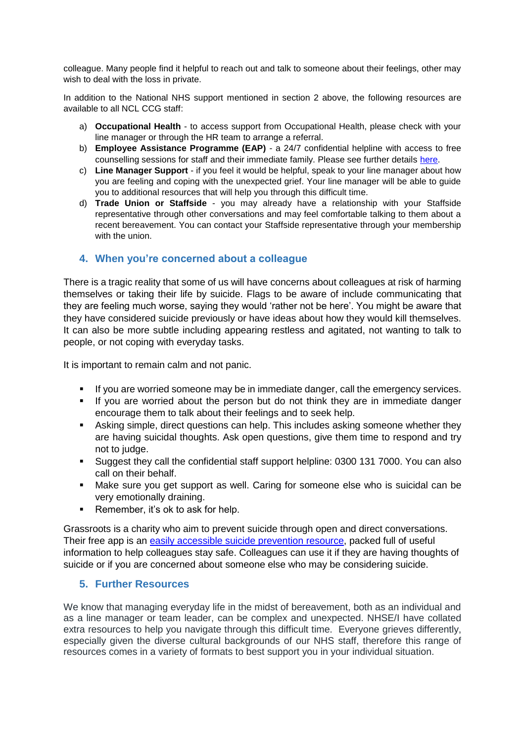colleague. Many people find it helpful to reach out and talk to someone about their feelings, other may wish to deal with the loss in private.

In addition to the National NHS support mentioned in section 2 above, the following resources are available to all NCL CCG staff:

a) **Occupational Health** - to access support from Occupational Health, please check with your line manager or through the HR team to arrange a referral.
b) **Employee Assistance Programme (EAP)** - a 24/7 confidential helpline with access to free counselling sessions for staff and their immediate family. Please see further details here.
c) **Line Manager Support** - if you feel it would be helpful, speak to your line manager about how you are feeling and coping with the unexpected grief. Your line manager will be able to guide you to additional resources that will help you through this difficult time.
d) **Trade Union or Staffside** - you may already have a relationship with your Staffside representative through other conversations and may feel comfortable talking to them about a recent bereavement. You can contact your Staffside representative through your membership with the union.

## 4. When you're concerned about a colleague

There is a tragic reality that some of us will have concerns about colleagues at risk of harming themselves or taking their life by suicide. Flags to be aware of include communicating that they are feeling much worse, saying they would 'rather not be here'. You might be aware that they have considered suicide previously or have ideas about how they would kill themselves. It can also be more subtle including appearing restless and agitated, not wanting to talk to people, or not coping with everyday tasks.

It is important to remain calm and not panic.

- If you are worried someone may be in immediate danger, call the emergency services.
- If you are worried about the person but do not think they are in immediate danger encourage them to talk about their feelings and to seek help.
- Asking simple, direct questions can help. This includes asking someone whether they are having suicidal thoughts. Ask open questions, give them time to respond and try not to judge.
- Suggest they call the confidential staff support helpline: 0300 131 7000. You can also call on their behalf.
- Make sure you get support as well. Caring for someone else who is suicidal can be very emotionally draining.
- Remember, it's ok to ask for help.

Grassroots is a charity who aim to prevent suicide through open and direct conversations. Their free app is an easily accessible suicide prevention resource, packed full of useful information to help colleagues stay safe. Colleagues can use it if they are having thoughts of suicide or if you are concerned about someone else who may be considering suicide.

## 5. Further Resources

We know that managing everyday life in the midst of bereavement, both as an individual and as a line manager or team leader, can be complex and unexpected. NHSE/I have collated extra resources to help you navigate through this difficult time. Everyone grieves differently, especially given the diverse cultural backgrounds of our NHS staff, therefore this range of resources comes in a variety of formats to best support you in your individual situation.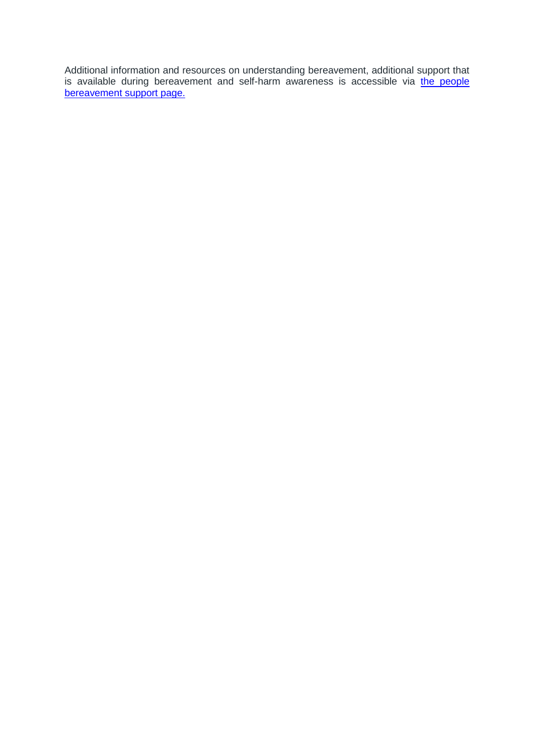Additional information and resources on understanding bereavement, additional support that is available during bereavement and self-harm awareness is accessible via the people bereavement support page.